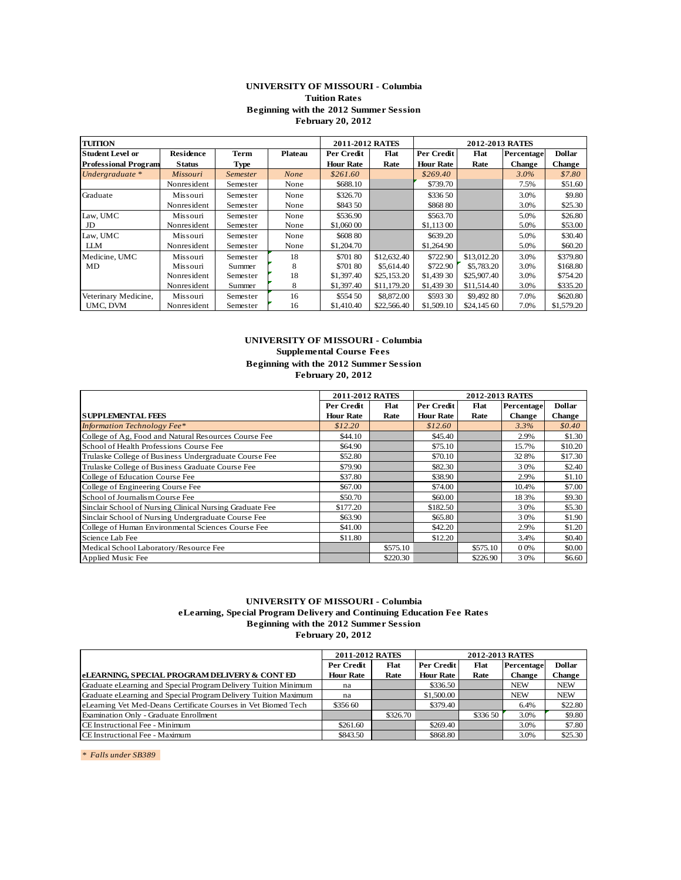**UNIVERSITY OF MISSOURI - Columbia**
**Tuition Rates**
**Beginning with the 2012 Summer Session**
**February 20, 2012**

| TUITION | | | | 2011-2012 RATES | | 2012-2013 RATES | | | |
|---|---|---|---|---|---|---|---|---|---|
| Student Level or Professional Program | Residence Status | Term Type | Plateau | Per Credit Hour Rate | Flat Rate | Per Credit Hour Rate | Flat Rate | Percentage Change | Dollar Change |
| *Undergraduate \** | *Missouri* | *Semester* | *None* | *$261.60* | | *$269.40* | | *3.0%* | *$7.80* |
| | Nonresident | Semester | None | $688.10 | | $739.70 | | 7.5% | $51.60 |
| Graduate | Missouri | Semester | None | $326.70 | | $336 50 | | 3.0% | $9.80 |
| | Nonresident | Semester | None | $843 50 | | $868 80 | | 3.0% | $25.30 |
| Law, UMC JD | Missouri | Semester | None | $536.90 | | $563.70 | | 5.0% | $26.80 |
| | Nonresident | Semester | None | $1,060 00 | | $1,113 00 | | 5.0% | $53.00 |
| Law, UMC LLM | Missouri | Semester | None | $608 80 | | $639.20 | | 5.0% | $30.40 |
| | Nonresident | Semester | None | $1,204.70 | | $1,264.90 | | 5.0% | $60.20 |
| Medicine, UMC MD | Missouri | Semester | 18 | $701 80 | $12,632.40 | $722.90 | $13,012.20 | 3.0% | $379.80 |
| | Missouri | Summer | 8 | $701 80 | $5,614.40 | $722.90 | $5,783.20 | 3.0% | $168.80 |
| | Nonresident | Semester | 18 | $1,397.40 | $25,153.20 | $1,439 30 | $25,907.40 | 3.0% | $754.20 |
| | Nonresident | Summer | 8 | $1,397.40 | $11,179.20 | $1,439 30 | $11,514.40 | 3.0% | $335.20 |
| Veterinary Medicine, UMC, DVM | Missouri | Semester | 16 | $554 50 | $8,872.00 | $593 30 | $9,492 80 | 7.0% | $620.80 |
| | Nonresident | Semester | 16 | $1,410.40 | $22,566.40 | $1,509.10 | $24,145 60 | 7.0% | $1,579.20 |

**UNIVERSITY OF MISSOURI - Columbia**
**Supplemental Course Fees**
**Beginning with the 2012 Summer Session**
**February 20, 2012**

| | 2011-2012 RATES | | 2012-2013 RATES | | | |
|---|---|---|---|---|---|---|
| SUPPLEMENTAL FEES | Per Credit Hour Rate | Flat Rate | Per Credit Hour Rate | Flat Rate | Percentage Change | Dollar Change |
| *Information Technology Fee\** | *$12.20* | | *$12.60* | | *3.3%* | *$0.40* |
| College of Ag, Food and Natural Resources Course Fee | $44.10 | | $45.40 | | 2.9% | $1.30 |
| School of Health Professions Course Fee | $64.90 | | $75.10 | | 15.7% | $10.20 |
| Trulaske College of Business Undergraduate Course Fee | $52.80 | | $70.10 | | 32 8% | $17.30 |
| Trulaske College of Business Graduate Course Fee | $79.90 | | $82.30 | | 3 0% | $2.40 |
| College of Education Course Fee | $37.80 | | $38.90 | | 2.9% | $1.10 |
| College of Engineering Course Fee | $67.00 | | $74.00 | | 10.4% | $7.00 |
| School of Journalism Course Fee | $50.70 | | $60.00 | | 18 3% | $9.30 |
| Sinclair School of Nursing Clinical Nursing Graduate Fee | $177.20 | | $182.50 | | 3 0% | $5.30 |
| Sinclair School of Nursing Undergraduate Course Fee | $63.90 | | $65.80 | | 3 0% | $1.90 |
| College of Human Environmental Sciences Course Fee | $41.00 | | $42.20 | | 2.9% | $1.20 |
| Science Lab Fee | $11.80 | | $12.20 | | 3.4% | $0.40 |
| Medical School Laboratory/Resource Fee | | $575.10 | | $575.10 | 0 0% | $0.00 |
| Applied Music Fee | | $220.30 | | $226.90 | 3 0% | $6.60 |

**UNIVERSITY OF MISSOURI - Columbia**
**eLearning, Special Program Delivery and Continuing Education Fee Rates**
**Beginning with the 2012 Summer Session**
**February 20, 2012**

| | 2011-2012 RATES | | 2012-2013 RATES | | | |
|---|---|---|---|---|---|---|
| eLEARNING, SPECIAL PROGRAM DELIVERY & CONT ED | Per Credit Hour Rate | Flat Rate | Per Credit Hour Rate | Flat Rate | Percentage Change | Dollar Change |
| Graduate eLearning and Special Program Delivery Tuition Minimum | na | | $336.50 | | NEW | NEW |
| Graduate eLearning and Special Program Delivery Tuition Maximum | na | | $1,500.00 | | NEW | NEW |
| eLearning Vet Med-Deans Certificate Courses in Vet Biomed Tech | $356 60 | | $379.40 | | 6.4% | $22.80 |
| Examination Only - Graduate Enrollment | | $326.70 | | $336 50 | 3.0% | $9.80 |
| CE Instructional Fee - Minimum | $261.60 | | $269.40 | | 3.0% | $7.80 |
| CE Instructional Fee - Maximum | $843.50 | | $868.80 | | 3.0% | $25.30 |

*\* Falls under SB389*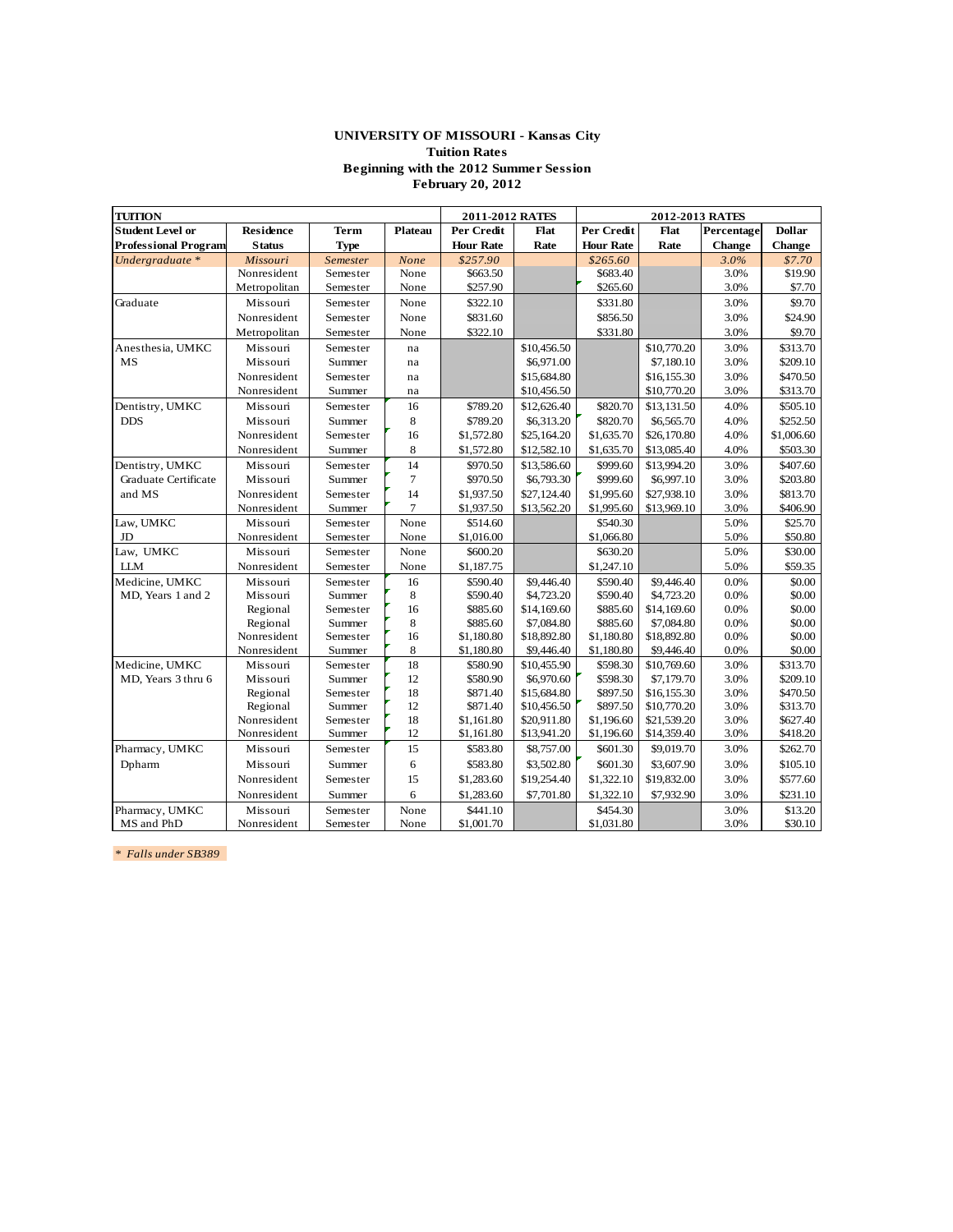**UNIVERSITY OF MISSOURI - Kansas City**
**Tuition Rates**
**Beginning with the 2012 Summer Session**
**February 20, 2012**

| TUITION | | | | 2011-2012 RATES | | 2012-2013 RATES | | | |
|---|---|---|---|---|---|---|---|---|---|
| **Student Level or Professional Program** | **Residence Status** | **Term Type** | **Plateau** | **Per Credit Hour Rate** | **Flat Rate** | **Per Credit Hour Rate** | **Flat Rate** | **Percentage Change** | **Dollar Change** |
| *Undergraduate \** | *Missouri* | *Semester* | *None* | *$257.90* | | *$265.60* | | *3.0%* | *$7.70* |
| | Nonresident | Semester | None | $663.50 | | $683.40 | | 3.0% | $19.90 |
| | Metropolitan | Semester | None | $257.90 | | $265.60 | | 3.0% | $7.70 |
| Graduate | Missouri | Semester | None | $322.10 | | $331.80 | | 3.0% | $9.70 |
| | Nonresident | Semester | None | $831.60 | | $856.50 | | 3.0% | $24.90 |
| | Metropolitan | Semester | None | $322.10 | | $331.80 | | 3.0% | $9.70 |
| Anesthesia, UMKC | Missouri | Semester | na | | $10,456.50 | | $10,770.20 | 3.0% | $313.70 |
| MS | Missouri | Summer | na | | $6,971.00 | | $7,180.10 | 3.0% | $209.10 |
| | Nonresident | Semester | na | | $15,684.80 | | $16,155.30 | 3.0% | $470.50 |
| | Nonresident | Summer | na | | $10,456.50 | | $10,770.20 | 3.0% | $313.70 |
| Dentistry, UMKC | Missouri | Semester | 16 | $789.20 | $12,626.40 | $820.70 | $13,131.50 | 4.0% | $505.10 |
| DDS | Missouri | Summer | 8 | $789.20 | $6,313.20 | $820.70 | $6,565.70 | 4.0% | $252.50 |
| | Nonresident | Semester | 16 | $1,572.80 | $25,164.20 | $1,635.70 | $26,170.80 | 4.0% | $1,006.60 |
| | Nonresident | Summer | 8 | $1,572.80 | $12,582.10 | $1,635.70 | $13,085.40 | 4.0% | $503.30 |
| Dentistry, UMKC | Missouri | Semester | 14 | $970.50 | $13,586.60 | $999.60 | $13,994.20 | 3.0% | $407.60 |
| Graduate Certificate | Missouri | Summer | 7 | $970.50 | $6,793.30 | $999.60 | $6,997.10 | 3.0% | $203.80 |
| and MS | Nonresident | Semester | 14 | $1,937.50 | $27,124.40 | $1,995.60 | $27,938.10 | 3.0% | $813.70 |
| | Nonresident | Summer | 7 | $1,937.50 | $13,562.20 | $1,995.60 | $13,969.10 | 3.0% | $406.90 |
| Law, UMKC | Missouri | Semester | None | $514.60 | | $540.30 | | 5.0% | $25.70 |
| JD | Nonresident | Semester | None | $1,016.00 | | $1,066.80 | | 5.0% | $50.80 |
| Law, UMKC | Missouri | Semester | None | $600.20 | | $630.20 | | 5.0% | $30.00 |
| LLM | Nonresident | Semester | None | $1,187.75 | | $1,247.10 | | 5.0% | $59.35 |
| Medicine, UMKC | Missouri | Semester | 16 | $590.40 | $9,446.40 | $590.40 | $9,446.40 | 0.0% | $0.00 |
| MD, Years 1 and 2 | Missouri | Summer | 8 | $590.40 | $4,723.20 | $590.40 | $4,723.20 | 0.0% | $0.00 |
| | Regional | Semester | 16 | $885.60 | $14,169.60 | $885.60 | $14,169.60 | 0.0% | $0.00 |
| | Regional | Summer | 8 | $885.60 | $7,084.80 | $885.60 | $7,084.80 | 0.0% | $0.00 |
| | Nonresident | Semester | 16 | $1,180.80 | $18,892.80 | $1,180.80 | $18,892.80 | 0.0% | $0.00 |
| | Nonresident | Summer | 8 | $1,180.80 | $9,446.40 | $1,180.80 | $9,446.40 | 0.0% | $0.00 |
| Medicine, UMKC | Missouri | Semester | 18 | $580.90 | $10,455.90 | $598.30 | $10,769.60 | 3.0% | $313.70 |
| MD, Years 3 thru 6 | Missouri | Summer | 12 | $580.90 | $6,970.60 | $598.30 | $7,179.70 | 3.0% | $209.10 |
| | Regional | Semester | 18 | $871.40 | $15,684.80 | $897.50 | $16,155.30 | 3.0% | $470.50 |
| | Regional | Summer | 12 | $871.40 | $10,456.50 | $897.50 | $10,770.20 | 3.0% | $313.70 |
| | Nonresident | Semester | 18 | $1,161.80 | $20,911.80 | $1,196.60 | $21,539.20 | 3.0% | $627.40 |
| | Nonresident | Summer | 12 | $1,161.80 | $13,941.20 | $1,196.60 | $14,359.40 | 3.0% | $418.20 |
| Pharmacy, UMKC | Missouri | Semester | 15 | $583.80 | $8,757.00 | $601.30 | $9,019.70 | 3.0% | $262.70 |
| Dpharm | Missouri | Summer | 6 | $583.80 | $3,502.80 | $601.30 | $3,607.90 | 3.0% | $105.10 |
| | Nonresident | Semester | 15 | $1,283.60 | $19,254.40 | $1,322.10 | $19,832.00 | 3.0% | $577.60 |
| | Nonresident | Summer | 6 | $1,283.60 | $7,701.80 | $1,322.10 | $7,932.90 | 3.0% | $231.10 |
| Pharmacy, UMKC | Missouri | Semester | None | $441.10 | | $454.30 | | 3.0% | $13.20 |
| MS and PhD | Nonresident | Semester | None | $1,001.70 | | $1,031.80 | | 3.0% | $30.10 |

*\* Falls under SB389*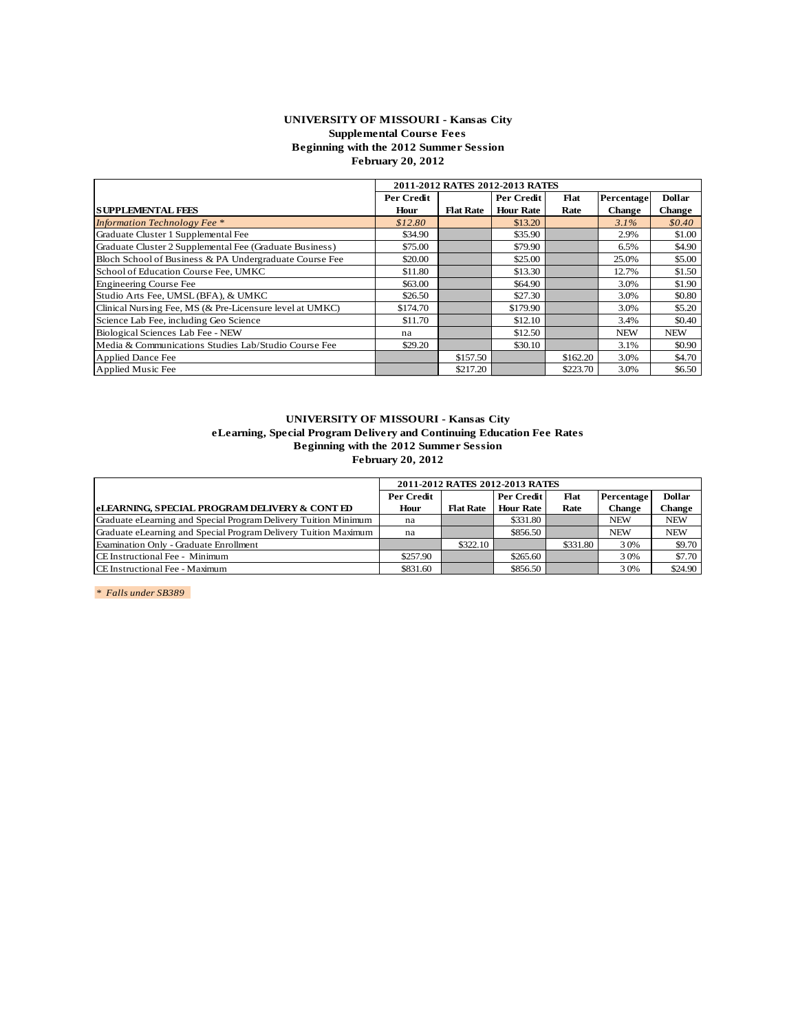**UNIVERSITY OF MISSOURI - Kansas City**
**Supplemental Course Fees**
**Beginning with the 2012 Summer Session**
**February 20, 2012**

| | 2011-2012 RATES | | 2012-2013 RATES | | | |
|---|---|---|---|---|---|---|
| **SUPPLEMENTAL FEES** | **Per Credit Hour** | **Flat Rate** | **Per Credit Hour Rate** | **Flat Rate** | **Percentage Change** | **Dollar Change** |
| *Information Technology Fee ** | *$12.80* | | $13.20 | | *3.1%* | *$0.40* |
| Graduate Cluster 1 Supplemental Fee | $34.90 | | $35.90 | | 2.9% | $1.00 |
| Graduate Cluster 2 Supplemental Fee (Graduate Business) | $75.00 | | $79.90 | | 6.5% | $4.90 |
| Bloch School of Business & PA Undergraduate Course Fee | $20.00 | | $25.00 | | 25.0% | $5.00 |
| School of Education Course Fee, UMKC | $11.80 | | $13.30 | | 12.7% | $1.50 |
| Engineering Course Fee | $63.00 | | $64.90 | | 3.0% | $1.90 |
| Studio Arts Fee, UMSL (BFA), & UMKC | $26.50 | | $27.30 | | 3.0% | $0.80 |
| Clinical Nursing Fee, MS (& Pre-Licensure level at UMKC) | $174.70 | | $179.90 | | 3.0% | $5.20 |
| Science Lab Fee, including Geo Science | $11.70 | | $12.10 | | 3.4% | $0.40 |
| Biological Sciences Lab Fee - NEW | na | | $12.50 | | NEW | NEW |
| Media & Communications Studies Lab/Studio Course Fee | $29.20 | | $30.10 | | 3.1% | $0.90 |
| Applied Dance Fee | | $157.50 | | $162.20 | 3.0% | $4.70 |
| Applied Music Fee | | $217.20 | | $223.70 | 3.0% | $6.50 |

**UNIVERSITY OF MISSOURI - Kansas City**
**eLearning, Special Program Delivery and Continuing Education Fee Rates**
**Beginning with the 2012 Summer Session**
**February 20, 2012**

| | 2011-2012 RATES | | 2012-2013 RATES | | | |
|---|---|---|---|---|---|---|
| **eLEARNING, SPECIAL PROGRAM DELIVERY & CONT ED** | **Per Credit Hour** | **Flat Rate** | **Per Credit Hour Rate** | **Flat Rate** | **Percentage Change** | **Dollar Change** |
| Graduate eLearning and Special Program Delivery Tuition Minimum | na | | $331.80 | | NEW | NEW |
| Graduate eLearning and Special Program Delivery Tuition Maximum | na | | $856.50 | | NEW | NEW |
| Examination Only - Graduate Enrollment | | $322.10 | | $331.80 | 3.0% | $9.70 |
| CE Instructional Fee - Minimum | $257.90 | | $265.60 | | 3.0% | $7.70 |
| CE Instructional Fee - Maximum | $831.60 | | $856.50 | | 3.0% | $24.90 |

*\* Falls under SB389*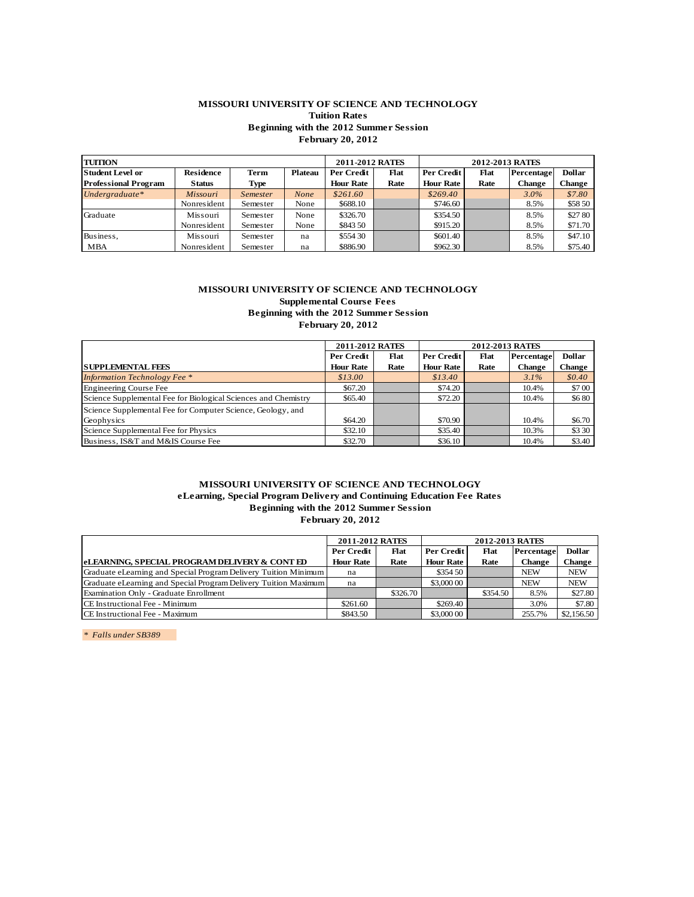**MISSOURI UNIVERSITY OF SCIENCE AND TECHNOLOGY**
**Tuition Rates**
**Beginning with the 2012 Summer Session**
**February 20, 2012**

| TUITION | | | | 2011-2012 RATES | | 2012-2013 RATES | | | |
|---|---|---|---|---|---|---|---|---|---|
| Student Level or Professional Program | Residence Status | Term Type | Plateau | Per Credit Hour Rate | Flat Rate | Per Credit Hour Rate | Flat Rate | Percentage Change | Dollar Change |
| *Undergraduate** | *Missouri* | *Semester* | *None* | *$261.60* | | *$269.40* | | *3.0%* | *$7.80* |
| | Nonresident | Semester | None | $688.10 | | $746.60 | | 8.5% | $58 50 |
| Graduate | Missouri | Semester | None | $326.70 | | $354.50 | | 8.5% | $27 80 |
| | Nonresident | Semester | None | $843 50 | | $915.20 | | 8.5% | $71.70 |
| Business, | Missouri | Semester | na | $554 30 | | $601.40 | | 8.5% | $47.10 |
| MBA | Nonresident | Semester | na | $886.90 | | $962.30 | | 8.5% | $75.40 |

**MISSOURI UNIVERSITY OF SCIENCE AND TECHNOLOGY**
**Supplemental Course Fees**
**Beginning with the 2012 Summer Session**
**February 20, 2012**

| | 2011-2012 RATES | | 2012-2013 RATES | | | |
|---|---|---|---|---|---|---|
| SUPPLEMENTAL FEES | Per Credit Hour Rate | Flat Rate | Per Credit Hour Rate | Flat Rate | Percentage Change | Dollar Change |
| *Information Technology Fee ** | *$13.00* | | *$13.40* | | *3.1%* | *$0.40* |
| Engineering Course Fee | $67.20 | | $74.20 | | 10.4% | $7 00 |
| Science Supplemental Fee for Biological Sciences and Chemistry | $65.40 | | $72.20 | | 10.4% | $6 80 |
| Science Supplemental Fee for Computer Science, Geology, and Geophysics | $64.20 | | $70.90 | | 10.4% | $6.70 |
| Science Supplemental Fee for Physics | $32.10 | | $35.40 | | 10.3% | $3 30 |
| Business, IS&T and M&IS Course Fee | $32.70 | | $36.10 | | 10.4% | $3.40 |

**MISSOURI UNIVERSITY OF SCIENCE AND TECHNOLOGY**
**eLearning, Special Program Delivery and Continuing Education Fee Rates**
**Beginning with the 2012 Summer Session**
**February 20, 2012**

| | 2011-2012 RATES | | 2012-2013 RATES | | | |
|---|---|---|---|---|---|---|
| eLEARNING, SPECIAL PROGRAM DELIVERY & CONT ED | Per Credit Hour Rate | Flat Rate | Per Credit Hour Rate | Flat Rate | Percentage Change | Dollar Change |
| Graduate eLearning and Special Program Delivery Tuition Minimum | na | | $354 50 | | NEW | NEW |
| Graduate eLearning and Special Program Delivery Tuition Maximum | na | | $3,000 00 | | NEW | NEW |
| Examination Only - Graduate Enrollment | | $326.70 | | $354.50 | 8.5% | $27.80 |
| CE Instructional Fee - Minimum | $261.60 | | $269.40 | | 3.0% | $7.80 |
| CE Instructional Fee - Maximum | $843.50 | | $3,000 00 | | 255.7% | $2,156.50 |

*\* Falls under SB389*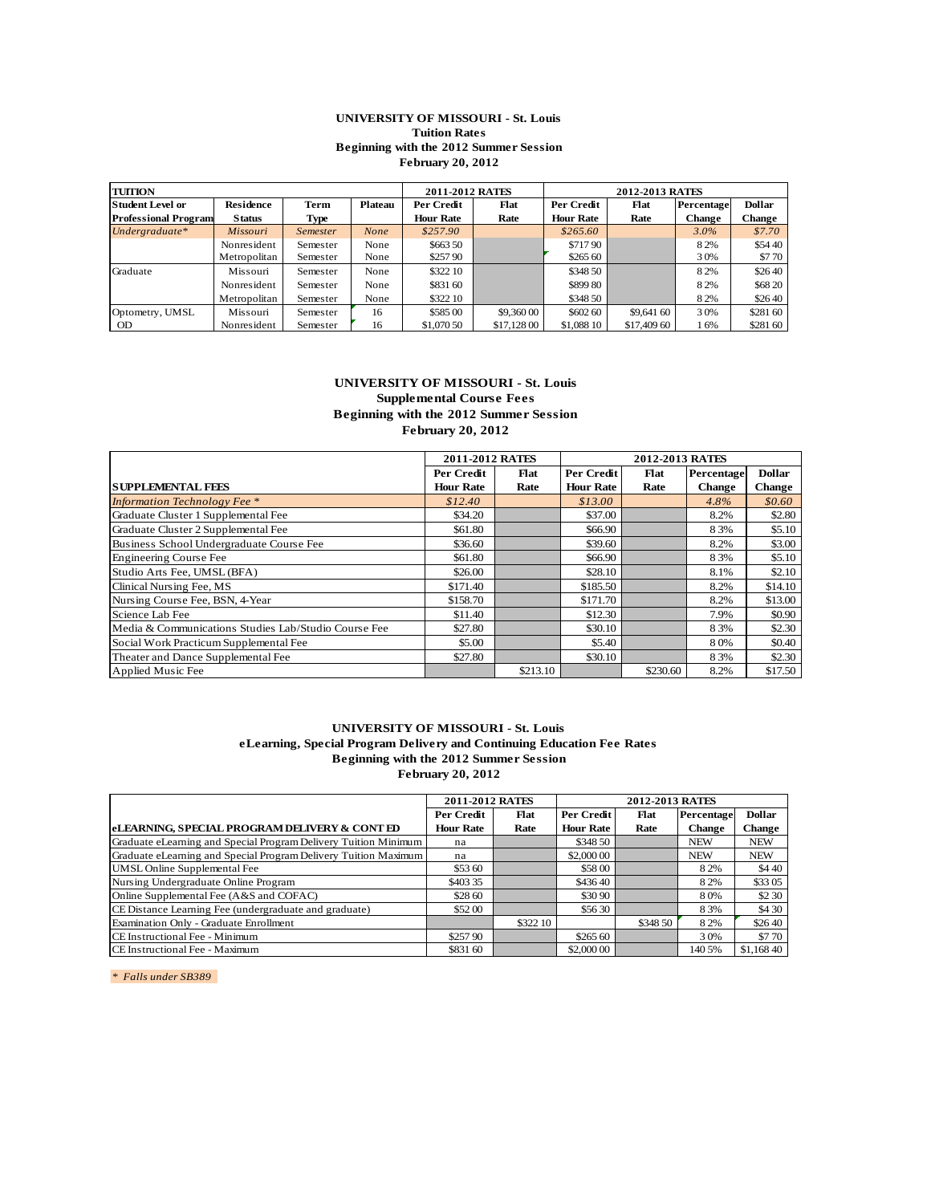**UNIVERSITY OF MISSOURI - St. Louis**
**Tuition Rates**
**Beginning with the 2012 Summer Session**
**February 20, 2012**

| TUITION | | | | 2011-2012 RATES | | 2012-2013 RATES | | | |
|---|---|---|---|---|---|---|---|---|---|
| Student Level or Professional Program | Residence Status | Term Type | Plateau | Per Credit Hour Rate | Flat Rate | Per Credit Hour Rate | Flat Rate | Percentage Change | Dollar Change |
| *Undergraduate** | *Missouri* | *Semester* | *None* | *$257.90* | | *$265.60* | | *3.0%* | *$7.70* |
| | Nonresident | Semester | None | $663 50 | | $717 90 | | 8 2% | $54 40 |
| | Metropolitan | Semester | None | $257 90 | | $265 60 | | 3 0% | $7 70 |
| Graduate | Missouri | Semester | None | $322 10 | | $348 50 | | 8 2% | $26 40 |
| | Nonresident | Semester | None | $831 60 | | $899 80 | | 8 2% | $68 20 |
| | Metropolitan | Semester | None | $322 10 | | $348 50 | | 8 2% | $26 40 |
| Optometry, UMSL | Missouri | Semester | 16 | $585 00 | $9,360 00 | $602 60 | $9,641 60 | 3 0% | $281 60 |
| OD | Nonresident | Semester | 16 | $1,070 50 | $17,128 00 | $1,088 10 | $17,409 60 | 1 6% | $281 60 |

**UNIVERSITY OF MISSOURI - St. Louis**
**Supplemental Course Fees**
**Beginning with the 2012 Summer Session**
**February 20, 2012**

| | 2011-2012 RATES | | 2012-2013 RATES | | | |
|---|---|---|---|---|---|---|
| SUPPLEMENTAL FEES | Per Credit Hour Rate | Flat Rate | Per Credit Hour Rate | Flat Rate | Percentage Change | Dollar Change |
| *Information Technology Fee ** | *$12.40* | | *$13.00* | | *4.8%* | *$0.60* |
| Graduate Cluster 1 Supplemental Fee | $34.20 | | $37.00 | | 8.2% | $2.80 |
| Graduate Cluster 2 Supplemental Fee | $61.80 | | $66.90 | | 8 3% | $5.10 |
| Business School Undergraduate Course Fee | $36.60 | | $39.60 | | 8.2% | $3.00 |
| Engineering Course Fee | $61.80 | | $66.90 | | 8 3% | $5.10 |
| Studio Arts Fee, UMSL (BFA) | $26.00 | | $28.10 | | 8.1% | $2.10 |
| Clinical Nursing Fee, MS | $171.40 | | $185.50 | | 8.2% | $14.10 |
| Nursing Course Fee, BSN, 4-Year | $158.70 | | $171.70 | | 8.2% | $13.00 |
| Science Lab Fee | $11.40 | | $12.30 | | 7.9% | $0.90 |
| Media & Communications Studies Lab/Studio Course Fee | $27.80 | | $30.10 | | 8 3% | $2.30 |
| Social Work Practicum Supplemental Fee | $5.00 | | $5.40 | | 8 0% | $0.40 |
| Theater and Dance Supplemental Fee | $27.80 | | $30.10 | | 8 3% | $2.30 |
| Applied Music Fee | | $213.10 | | $230.60 | 8.2% | $17.50 |

**UNIVERSITY OF MISSOURI - St. Louis**
**eLearning, Special Program Delivery and Continuing Education Fee Rates**
**Beginning with the 2012 Summer Session**
**February 20, 2012**

| | 2011-2012 RATES | | 2012-2013 RATES | | | |
|---|---|---|---|---|---|---|
| eLEARNING, SPECIAL PROGRAM DELIVERY & CONT ED | Per Credit Hour Rate | Flat Rate | Per Credit Hour Rate | Flat Rate | Percentage Change | Dollar Change |
| Graduate eLearning and Special Program Delivery Tuition Minimum | na | | $348 50 | | NEW | NEW |
| Graduate eLearning and Special Program Delivery Tuition Maximum | na | | $2,000 00 | | NEW | NEW |
| UMSL Online Supplemental Fee | $53 60 | | $58 00 | | 8 2% | $4 40 |
| Nursing Undergraduate Online Program | $403 35 | | $436 40 | | 8 2% | $33 05 |
| Online Supplemental Fee (A&S and COFAC) | $28 60 | | $30 90 | | 8 0% | $2 30 |
| CE Distance Learning Fee (undergraduate and graduate) | $52 00 | | $56 30 | | 8 3% | $4 30 |
| Examination Only - Graduate Enrollment | | $322 10 | | $348 50 | 8 2% | $26 40 |
| CE Instructional Fee - Minimum | $257 90 | | $265 60 | | 3 0% | $7 70 |
| CE Instructional Fee - Maximum | $831 60 | | $2,000 00 | | 140 5% | $1,168 40 |

*\* Falls under SB389*